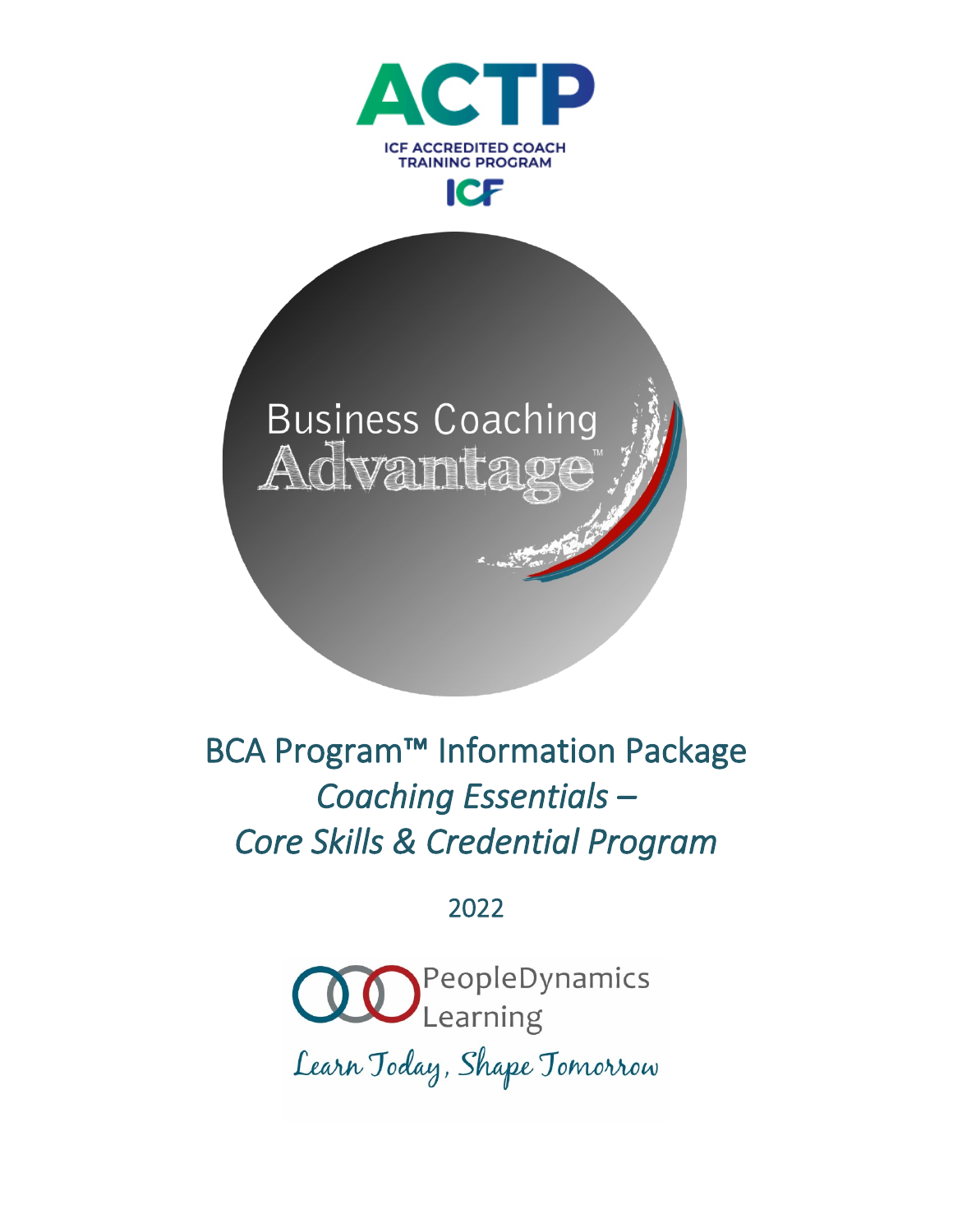ACTP

ICF ACCREDITED COACH TRAINING PROGRAM

ICF

Business Coaching Advantage™

# BCA Program™ Information Package

## *Coaching Essentials – Core Skills & Credential Program*

2022

PeopleDynamics Learning

*Learn Today, Shape Tomorrow*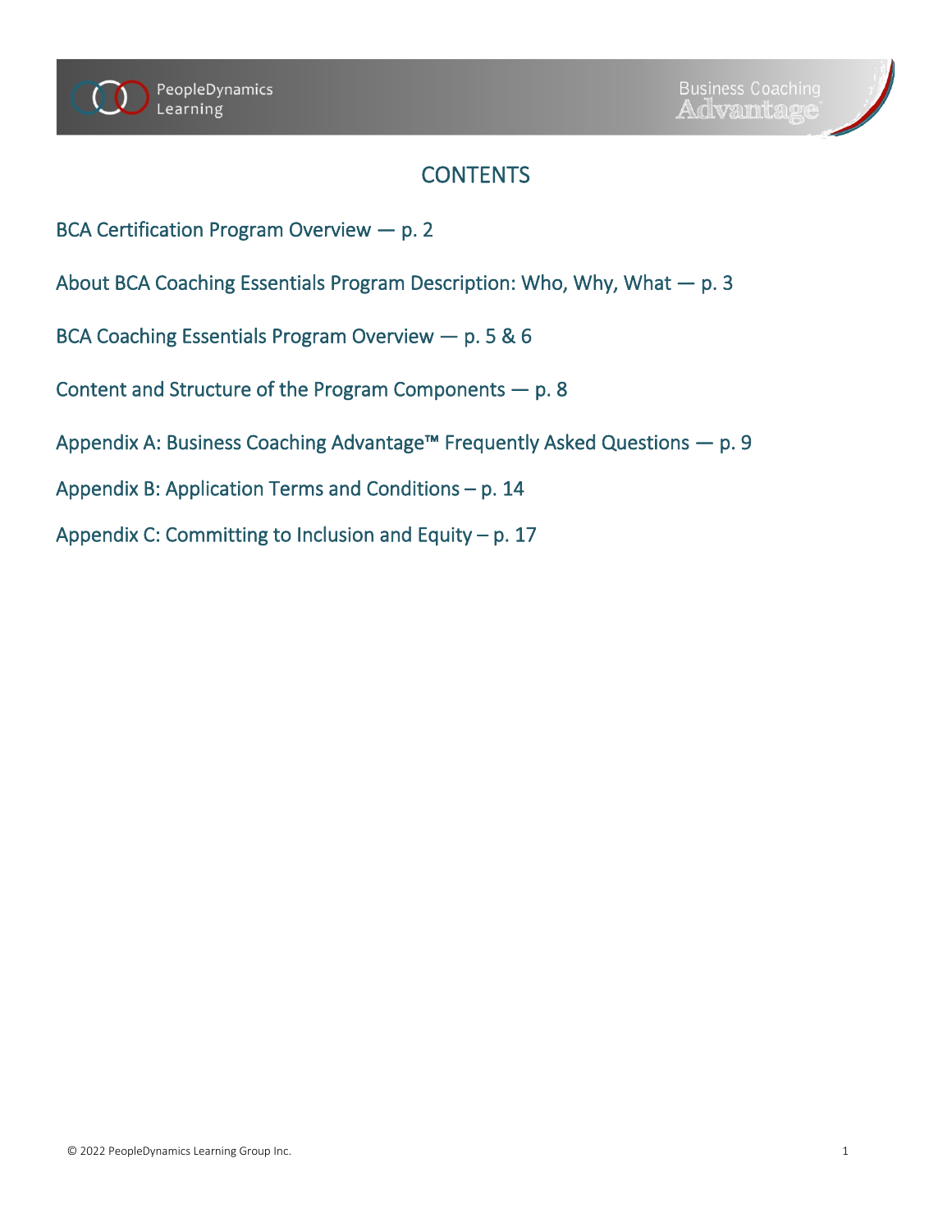# CONTENTS

BCA Certification Program Overview — p. 2

About BCA Coaching Essentials Program Description: Who, Why, What — p. 3

BCA Coaching Essentials Program Overview — p. 5 & 6

Content and Structure of the Program Components — p. 8

Appendix A: Business Coaching Advantage™ Frequently Asked Questions — p. 9

Appendix B: Application Terms and Conditions – p. 14

Appendix C: Committing to Inclusion and Equity – p. 17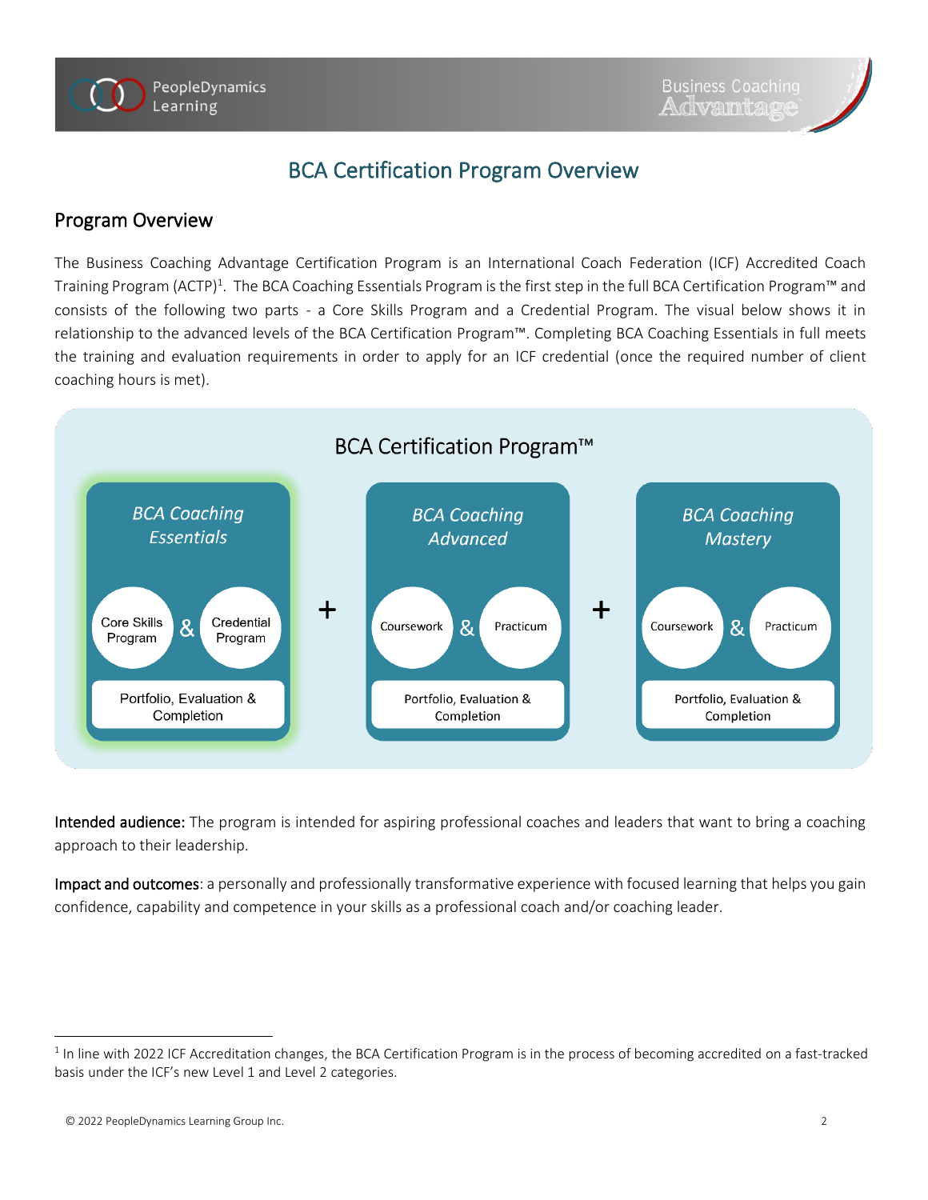# BCA Certification Program Overview

## Program Overview

The Business Coaching Advantage Certification Program is an International Coach Federation (ICF) Accredited Coach Training Program (ACTP)[1]. The BCA Coaching Essentials Program is the first step in the full BCA Certification Program™ and consists of the following two parts - a Core Skills Program and a Credential Program. The visual below shows it in relationship to the advanced levels of the BCA Certification Program™. Completing BCA Coaching Essentials in full meets the training and evaluation requirements in order to apply for an ICF credential (once the required number of client coaching hours is met).

BCA Certification Program™

| *BCA Coaching Essentials* | + | *BCA Coaching Advanced* | + | *BCA Coaching Mastery* |
|---|---|---|---|---|
| Core Skills Program & Credential Program | | Coursework & Practicum | | Coursework & Practicum |
| Portfolio, Evaluation & Completion | | Portfolio, Evaluation & Completion | | Portfolio, Evaluation & Completion |

**Intended audience:** The program is intended for aspiring professional coaches and leaders that want to bring a coaching approach to their leadership.

**Impact and outcomes**: a personally and professionally transformative experience with focused learning that helps you gain confidence, capability and competence in your skills as a professional coach and/or coaching leader.

[1] In line with 2022 ICF Accreditation changes, the BCA Certification Program is in the process of becoming accredited on a fast-tracked basis under the ICF's new Level 1 and Level 2 categories.

© 2022 PeopleDynamics Learning Group Inc.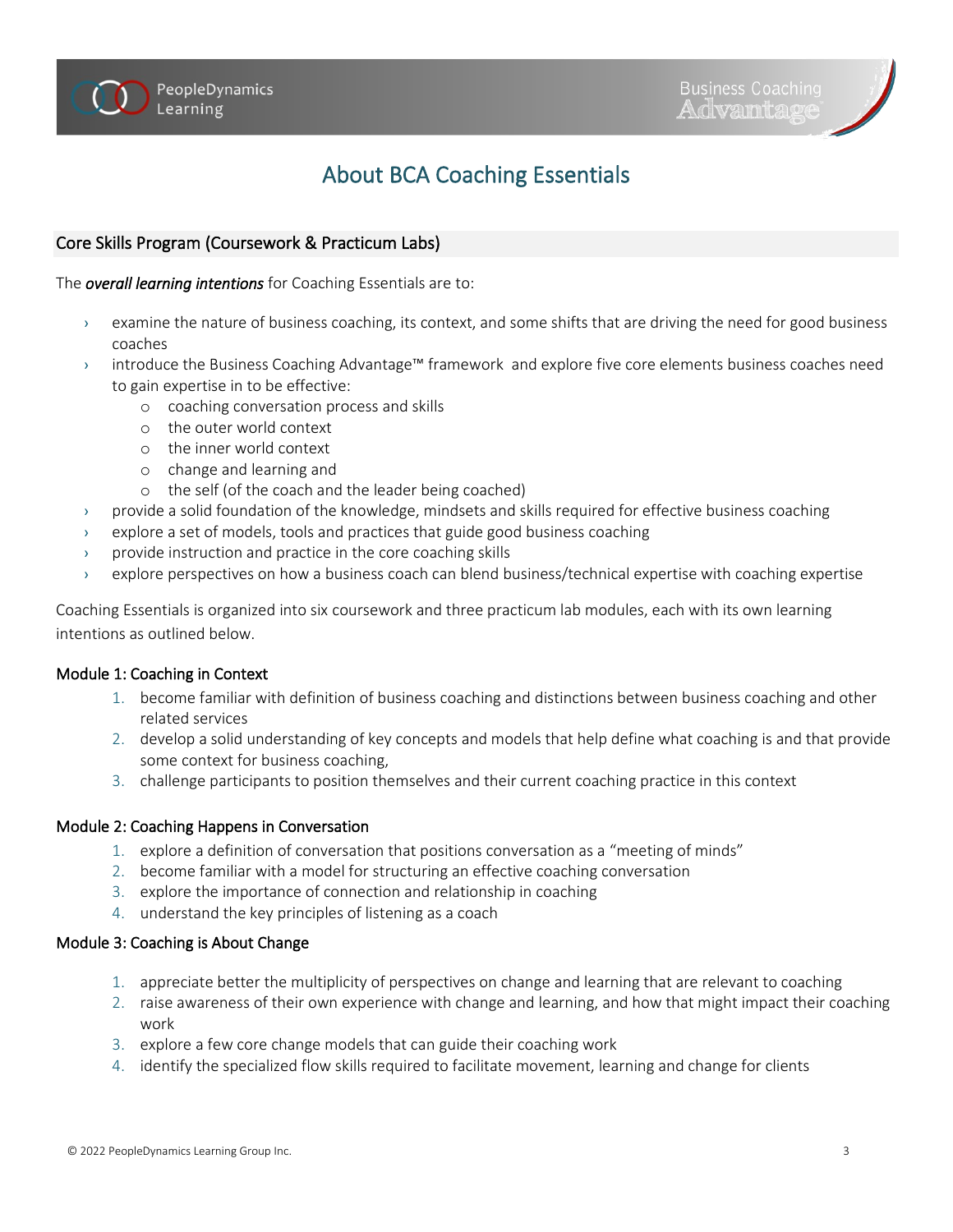# About BCA Coaching Essentials

## Core Skills Program (Coursework & Practicum Labs)

The ***overall learning intentions*** for Coaching Essentials are to:

- examine the nature of business coaching, its context, and some shifts that are driving the need for good business coaches
- introduce the Business Coaching Advantage™ framework and explore five core elements business coaches need to gain expertise in to be effective:
  - coaching conversation process and skills
  - the outer world context
  - the inner world context
  - change and learning and
  - the self (of the coach and the leader being coached)
- provide a solid foundation of the knowledge, mindsets and skills required for effective business coaching
- explore a set of models, tools and practices that guide good business coaching
- provide instruction and practice in the core coaching skills
- explore perspectives on how a business coach can blend business/technical expertise with coaching expertise

Coaching Essentials is organized into six coursework and three practicum lab modules, each with its own learning intentions as outlined below.

### Module 1: Coaching in Context

1. become familiar with definition of business coaching and distinctions between business coaching and other related services
2. develop a solid understanding of key concepts and models that help define what coaching is and that provide some context for business coaching,
3. challenge participants to position themselves and their current coaching practice in this context

### Module 2: Coaching Happens in Conversation

1. explore a definition of conversation that positions conversation as a "meeting of minds"
2. become familiar with a model for structuring an effective coaching conversation
3. explore the importance of connection and relationship in coaching
4. understand the key principles of listening as a coach

### Module 3: Coaching is About Change

1. appreciate better the multiplicity of perspectives on change and learning that are relevant to coaching
2. raise awareness of their own experience with change and learning, and how that might impact their coaching work
3. explore a few core change models that can guide their coaching work
4. identify the specialized flow skills required to facilitate movement, learning and change for clients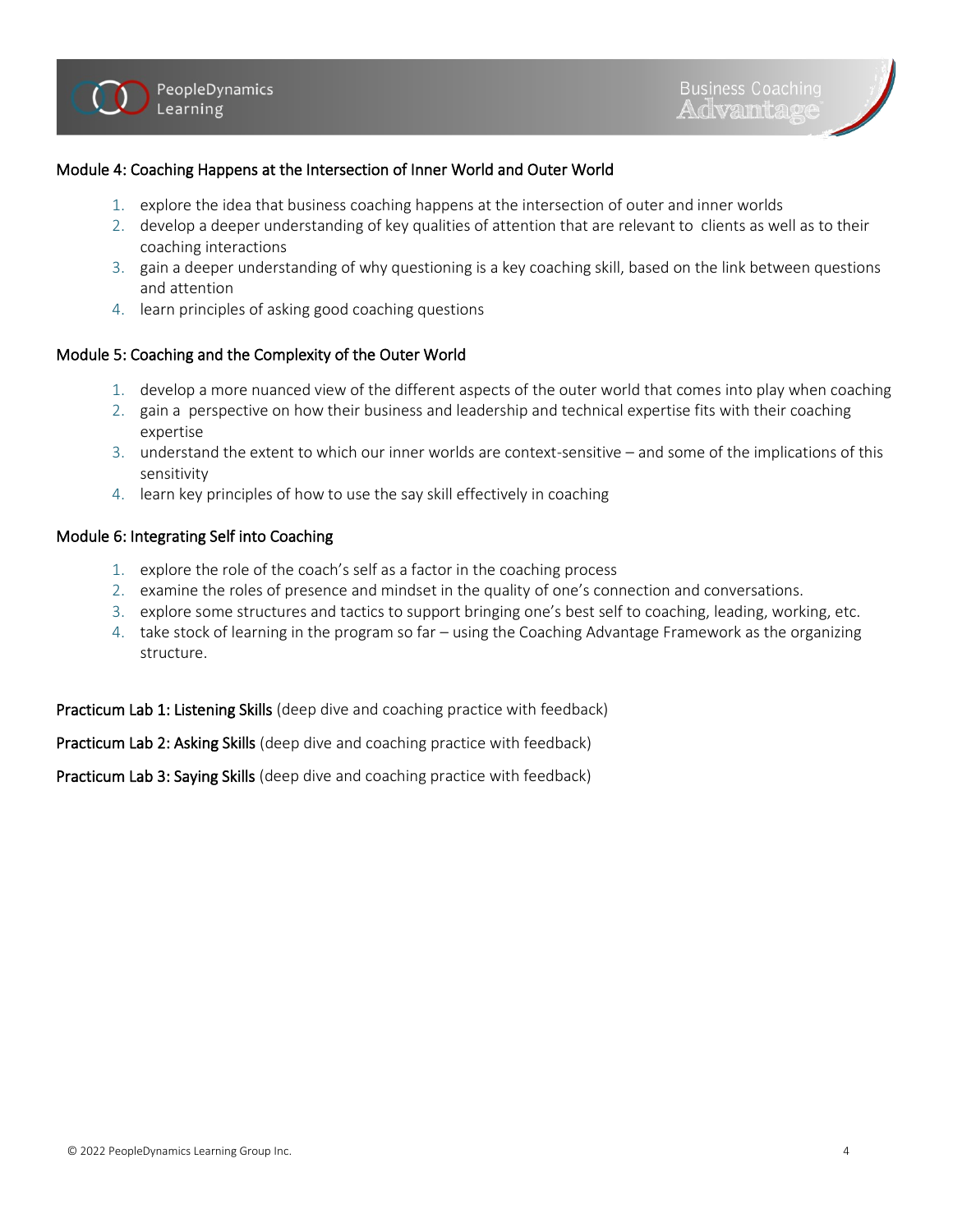### Module 4: Coaching Happens at the Intersection of Inner World and Outer World

1. explore the idea that business coaching happens at the intersection of outer and inner worlds
2. develop a deeper understanding of key qualities of attention that are relevant to clients as well as to their coaching interactions
3. gain a deeper understanding of why questioning is a key coaching skill, based on the link between questions and attention
4. learn principles of asking good coaching questions

### Module 5: Coaching and the Complexity of the Outer World

1. develop a more nuanced view of the different aspects of the outer world that comes into play when coaching
2. gain a perspective on how their business and leadership and technical expertise fits with their coaching expertise
3. understand the extent to which our inner worlds are context-sensitive – and some of the implications of this sensitivity
4. learn key principles of how to use the say skill effectively in coaching

### Module 6: Integrating Self into Coaching

1. explore the role of the coach's self as a factor in the coaching process
2. examine the roles of presence and mindset in the quality of one's connection and conversations.
3. explore some structures and tactics to support bringing one's best self to coaching, leading, working, etc.
4. take stock of learning in the program so far – using the Coaching Advantage Framework as the organizing structure.

**Practicum Lab 1: Listening Skills** (deep dive and coaching practice with feedback)

**Practicum Lab 2: Asking Skills** (deep dive and coaching practice with feedback)

**Practicum Lab 3: Saying Skills** (deep dive and coaching practice with feedback)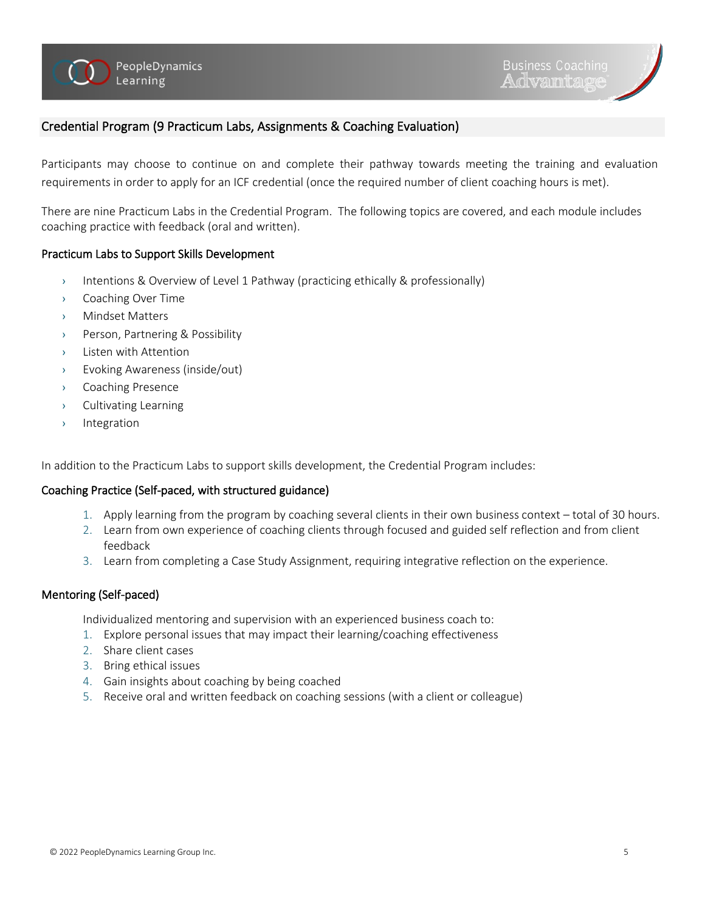## Credential Program (9 Practicum Labs, Assignments & Coaching Evaluation)

Participants may choose to continue on and complete their pathway towards meeting the training and evaluation requirements in order to apply for an ICF credential (once the required number of client coaching hours is met).

There are nine Practicum Labs in the Credential Program. The following topics are covered, and each module includes coaching practice with feedback (oral and written).

### Practicum Labs to Support Skills Development

- Intentions & Overview of Level 1 Pathway (practicing ethically & professionally)
- Coaching Over Time
- Mindset Matters
- Person, Partnering & Possibility
- Listen with Attention
- Evoking Awareness (inside/out)
- Coaching Presence
- Cultivating Learning
- Integration

In addition to the Practicum Labs to support skills development, the Credential Program includes:

### Coaching Practice (Self-paced, with structured guidance)

1. Apply learning from the program by coaching several clients in their own business context – total of 30 hours.
2. Learn from own experience of coaching clients through focused and guided self reflection and from client feedback
3. Learn from completing a Case Study Assignment, requiring integrative reflection on the experience.

### Mentoring (Self-paced)

Individualized mentoring and supervision with an experienced business coach to:

1. Explore personal issues that may impact their learning/coaching effectiveness
2. Share client cases
3. Bring ethical issues
4. Gain insights about coaching by being coached
5. Receive oral and written feedback on coaching sessions (with a client or colleague)

© 2022 PeopleDynamics Learning Group Inc.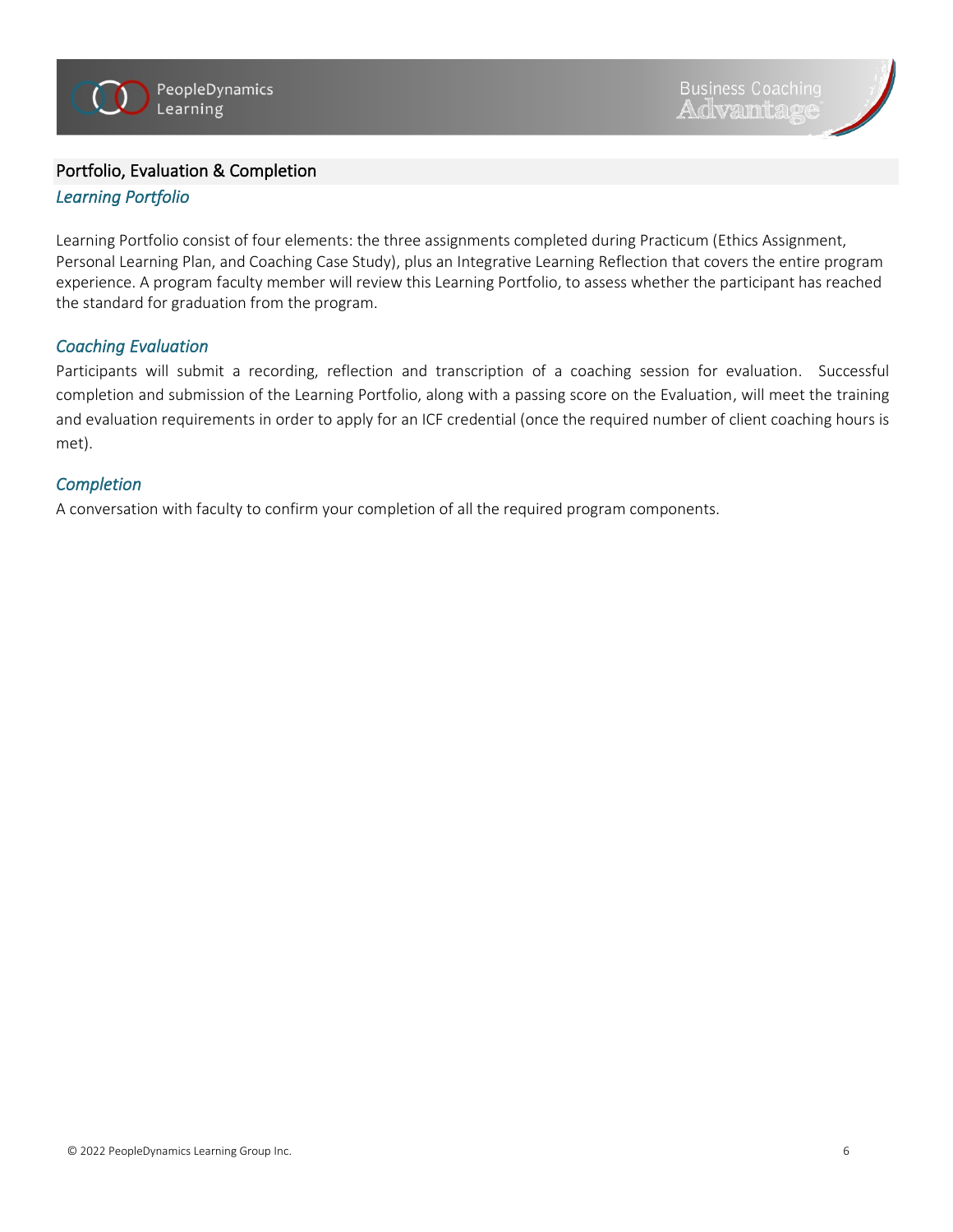## Portfolio, Evaluation & Completion

### *Learning Portfolio*

Learning Portfolio consist of four elements: the three assignments completed during Practicum (Ethics Assignment, Personal Learning Plan, and Coaching Case Study), plus an Integrative Learning Reflection that covers the entire program experience. A program faculty member will review this Learning Portfolio, to assess whether the participant has reached the standard for graduation from the program.

### *Coaching Evaluation*

Participants will submit a recording, reflection and transcription of a coaching session for evaluation. Successful completion and submission of the Learning Portfolio, along with a passing score on the Evaluation, will meet the training and evaluation requirements in order to apply for an ICF credential (once the required number of client coaching hours is met).

### *Completion*

A conversation with faculty to confirm your completion of all the required program components.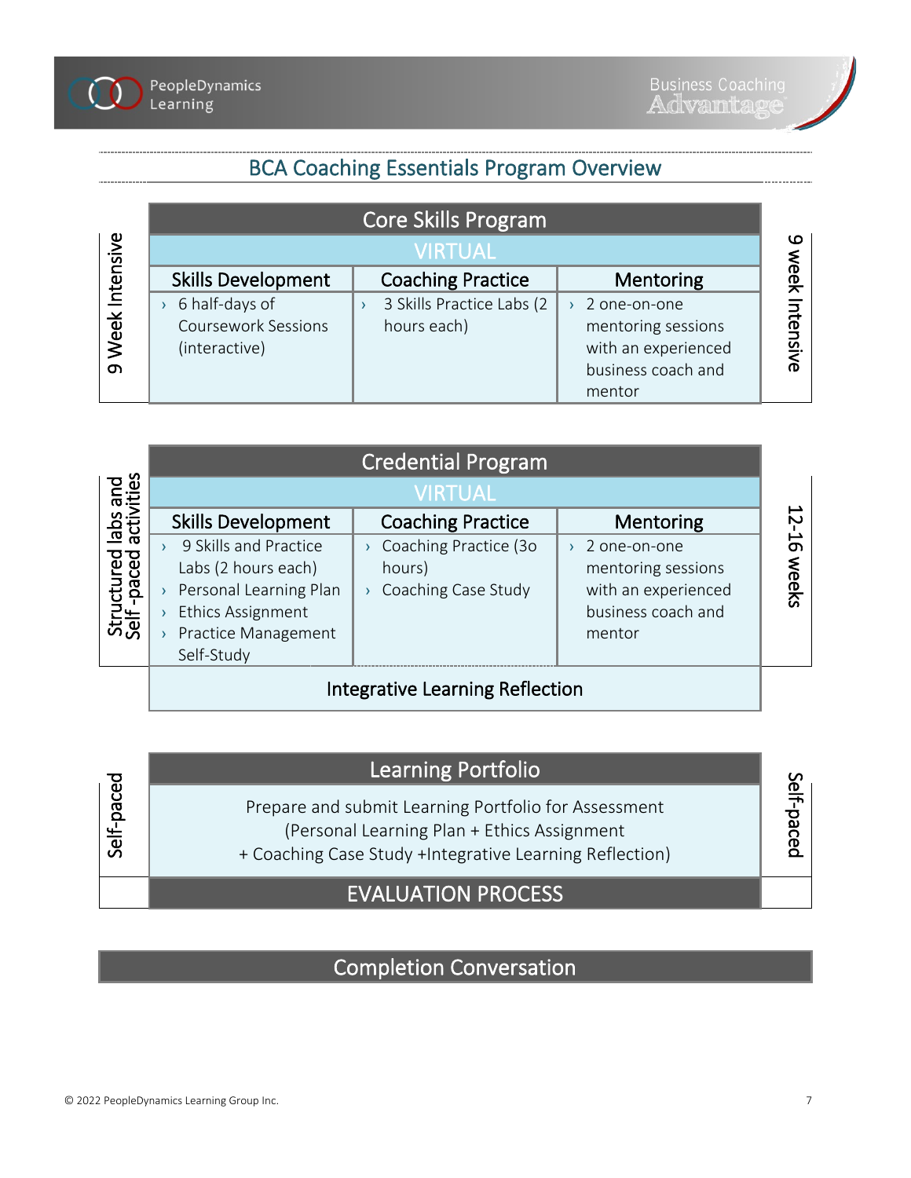# BCA Coaching Essentials Program Overview

## Core Skills Program

9 Week Intensive

**VIRTUAL**

| Skills Development | Coaching Practice | Mentoring |
| --- | --- | --- |
| › 6 half-days of Coursework Sessions (interactive) | › 3 Skills Practice Labs (2 hours each) | › 2 one-on-one mentoring sessions with an experienced business coach and mentor |

## Credential Program

Structured labs and Self-paced activities — 12-16 weeks

**VIRTUAL**

| Skills Development | Coaching Practice | Mentoring |
| --- | --- | --- |
| › 9 Skills and Practice Labs (2 hours each)<br>› Personal Learning Plan<br>› Ethics Assignment<br>› Practice Management Self-Study | › Coaching Practice (3o hours)<br>› Coaching Case Study | › 2 one-on-one mentoring sessions with an experienced business coach and mentor |

Integrative Learning Reflection

## Learning Portfolio

Self-paced

Prepare and submit Learning Portfolio for Assessment
(Personal Learning Plan + Ethics Assignment
+ Coaching Case Study +Integrative Learning Reflection)

EVALUATION PROCESS

## Completion Conversation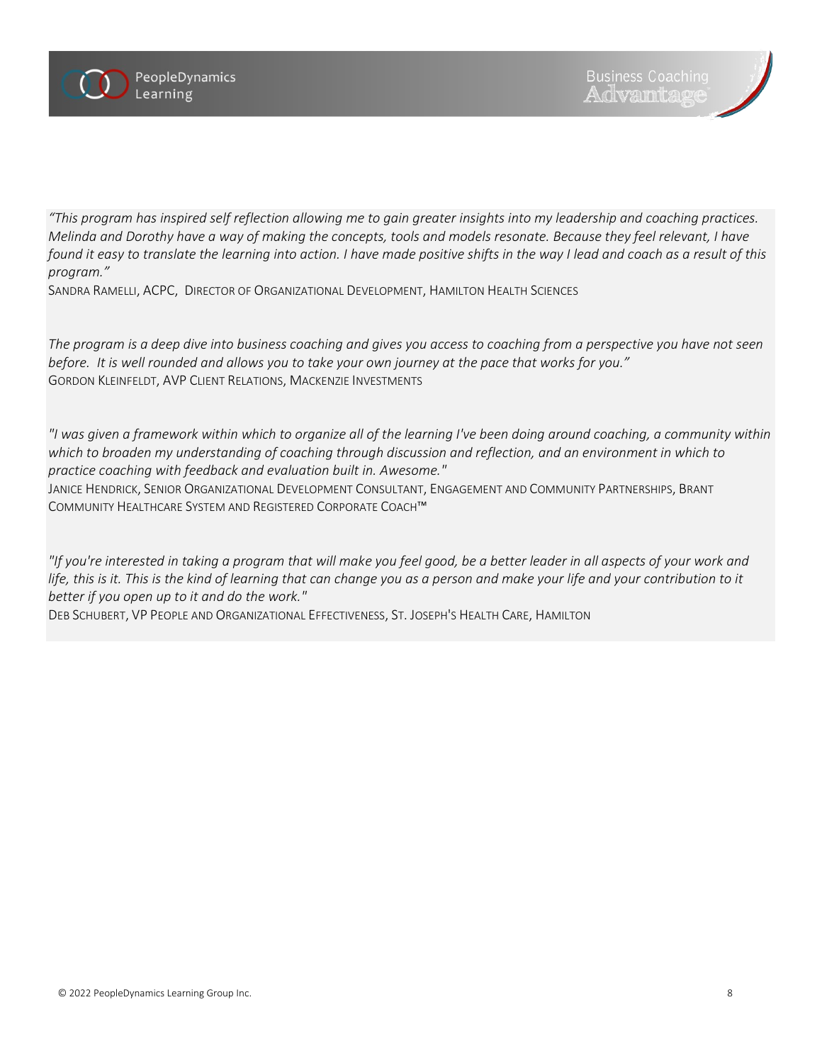*“This program has inspired self reflection allowing me to gain greater insights into my leadership and coaching practices. Melinda and Dorothy have a way of making the concepts, tools and models resonate. Because they feel relevant, I have found it easy to translate the learning into action. I have made positive shifts in the way I lead and coach as a result of this program.”*

SANDRA RAMELLI, ACPC, DIRECTOR OF ORGANIZATIONAL DEVELOPMENT, HAMILTON HEALTH SCIENCES

*The program is a deep dive into business coaching and gives you access to coaching from a perspective you have not seen before. It is well rounded and allows you to take your own journey at the pace that works for you.”*

GORDON KLEINFELDT, AVP CLIENT RELATIONS, MACKENZIE INVESTMENTS

*"I was given a framework within which to organize all of the learning I've been doing around coaching, a community within which to broaden my understanding of coaching through discussion and reflection, and an environment in which to practice coaching with feedback and evaluation built in. Awesome."*

JANICE HENDRICK, SENIOR ORGANIZATIONAL DEVELOPMENT CONSULTANT, ENGAGEMENT AND COMMUNITY PARTNERSHIPS, BRANT COMMUNITY HEALTHCARE SYSTEM AND REGISTERED CORPORATE COACH™

*"If you're interested in taking a program that will make you feel good, be a better leader in all aspects of your work and life, this is it. This is the kind of learning that can change you as a person and make your life and your contribution to it better if you open up to it and do the work."*

DEB SCHUBERT, VP PEOPLE AND ORGANIZATIONAL EFFECTIVENESS, ST. JOSEPH'S HEALTH CARE, HAMILTON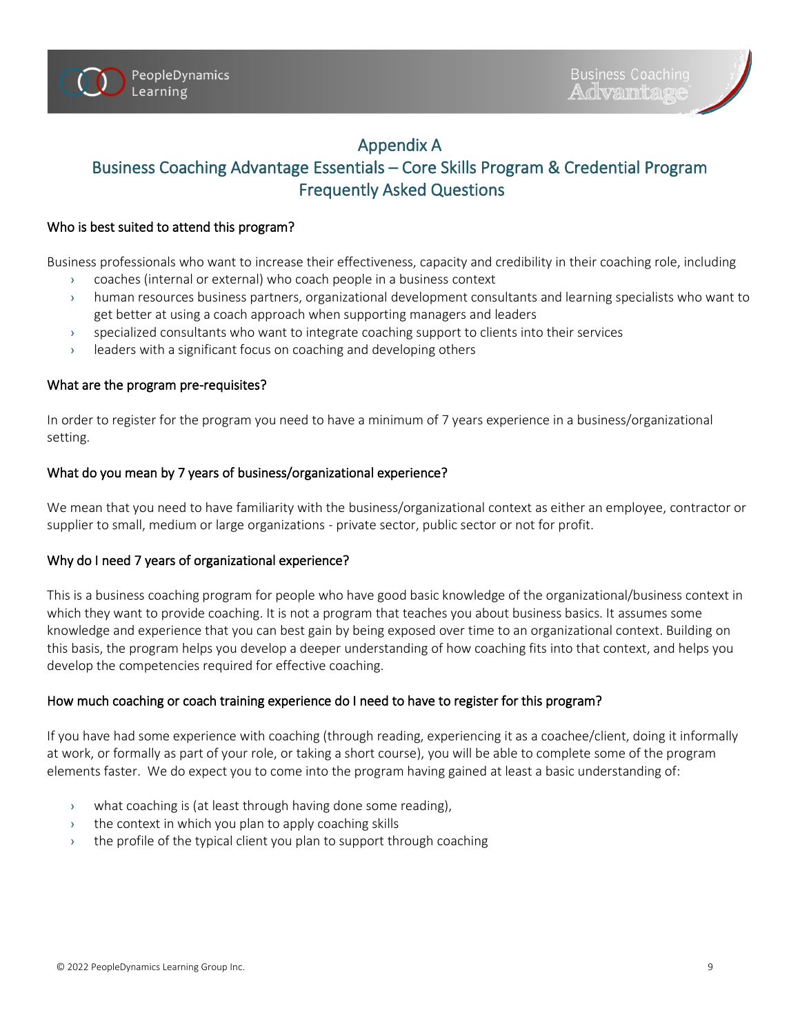## Appendix A
## Business Coaching Advantage Essentials – Core Skills Program & Credential Program
## Frequently Asked Questions

### Who is best suited to attend this program?

Business professionals who want to increase their effectiveness, capacity and credibility in their coaching role, including

- coaches (internal or external) who coach people in a business context
- human resources business partners, organizational development consultants and learning specialists who want to get better at using a coach approach when supporting managers and leaders
- specialized consultants who want to integrate coaching support to clients into their services
- leaders with a significant focus on coaching and developing others

### What are the program pre-requisites?

In order to register for the program you need to have a minimum of 7 years experience in a business/organizational setting.

### What do you mean by 7 years of business/organizational experience?

We mean that you need to have familiarity with the business/organizational context as either an employee, contractor or supplier to small, medium or large organizations - private sector, public sector or not for profit.

### Why do I need 7 years of organizational experience?

This is a business coaching program for people who have good basic knowledge of the organizational/business context in which they want to provide coaching. It is not a program that teaches you about business basics. It assumes some knowledge and experience that you can best gain by being exposed over time to an organizational context. Building on this basis, the program helps you develop a deeper understanding of how coaching fits into that context, and helps you develop the competencies required for effective coaching.

### How much coaching or coach training experience do I need to have to register for this program?

If you have had some experience with coaching (through reading, experiencing it as a coachee/client, doing it informally at work, or formally as part of your role, or taking a short course), you will be able to complete some of the program elements faster. We do expect you to come into the program having gained at least a basic understanding of:

- what coaching is (at least through having done some reading),
- the context in which you plan to apply coaching skills
- the profile of the typical client you plan to support through coaching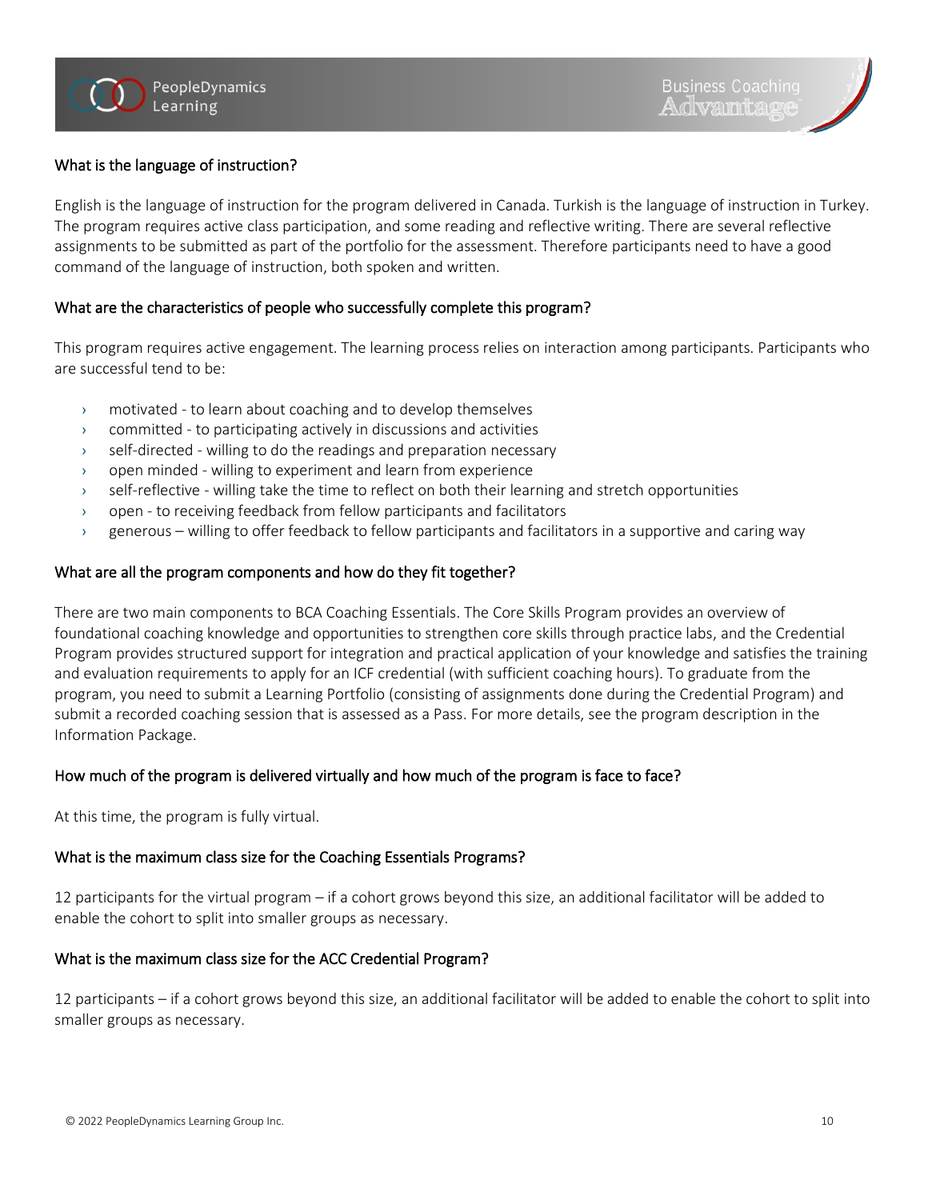### What is the language of instruction?

English is the language of instruction for the program delivered in Canada. Turkish is the language of instruction in Turkey. The program requires active class participation, and some reading and reflective writing. There are several reflective assignments to be submitted as part of the portfolio for the assessment. Therefore participants need to have a good command of the language of instruction, both spoken and written.

### What are the characteristics of people who successfully complete this program?

This program requires active engagement. The learning process relies on interaction among participants. Participants who are successful tend to be:

- motivated - to learn about coaching and to develop themselves
- committed - to participating actively in discussions and activities
- self-directed - willing to do the readings and preparation necessary
- open minded - willing to experiment and learn from experience
- self-reflective - willing take the time to reflect on both their learning and stretch opportunities
- open - to receiving feedback from fellow participants and facilitators
- generous – willing to offer feedback to fellow participants and facilitators in a supportive and caring way

### What are all the program components and how do they fit together?

There are two main components to BCA Coaching Essentials. The Core Skills Program provides an overview of foundational coaching knowledge and opportunities to strengthen core skills through practice labs, and the Credential Program provides structured support for integration and practical application of your knowledge and satisfies the training and evaluation requirements to apply for an ICF credential (with sufficient coaching hours). To graduate from the program, you need to submit a Learning Portfolio (consisting of assignments done during the Credential Program) and submit a recorded coaching session that is assessed as a Pass. For more details, see the program description in the Information Package.

### How much of the program is delivered virtually and how much of the program is face to face?

At this time, the program is fully virtual.

### What is the maximum class size for the Coaching Essentials Programs?

12 participants for the virtual program – if a cohort grows beyond this size, an additional facilitator will be added to enable the cohort to split into smaller groups as necessary.

### What is the maximum class size for the ACC Credential Program?

12 participants – if a cohort grows beyond this size, an additional facilitator will be added to enable the cohort to split into smaller groups as necessary.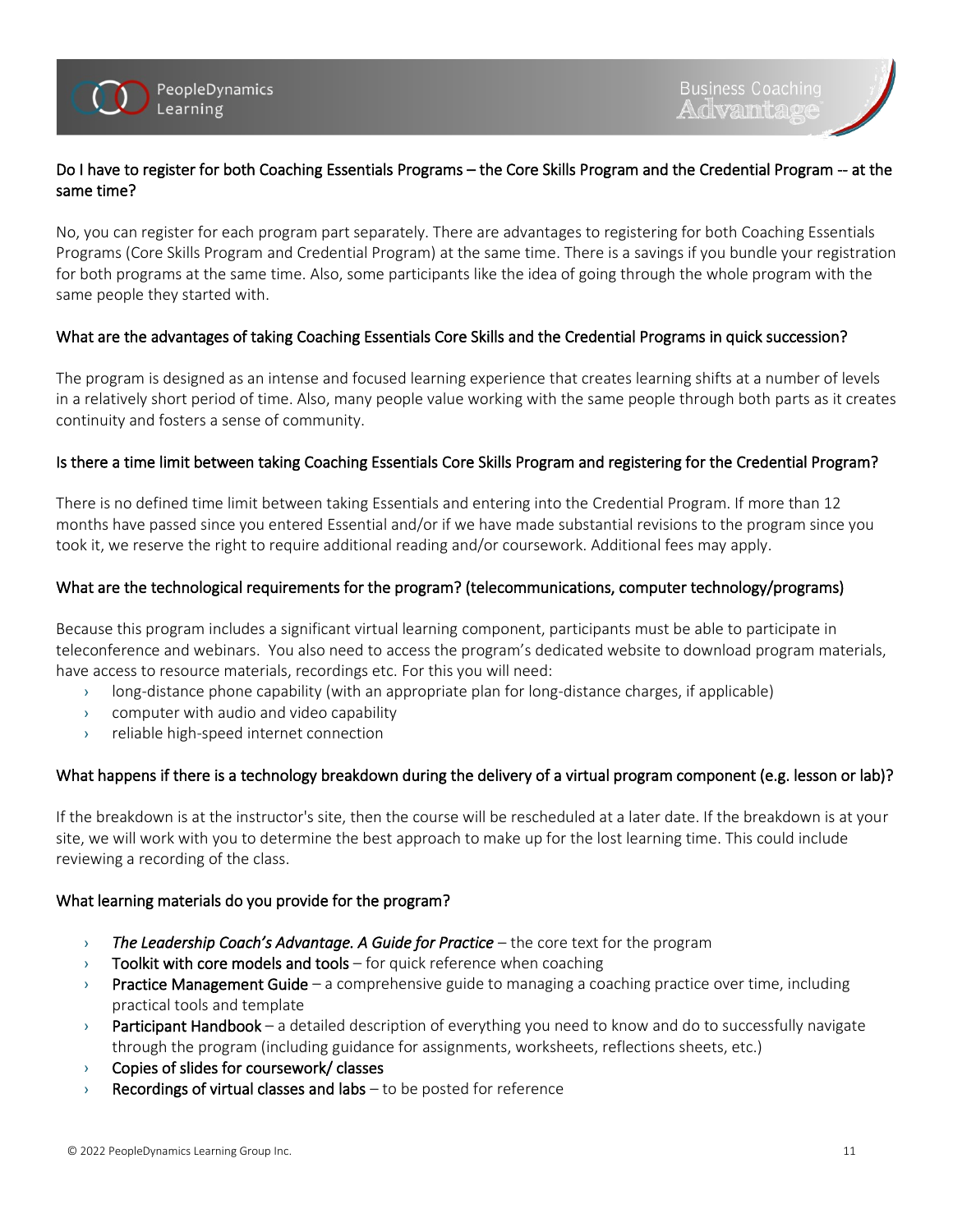### Do I have to register for both Coaching Essentials Programs – the Core Skills Program and the Credential Program -- at the same time?

No, you can register for each program part separately. There are advantages to registering for both Coaching Essentials Programs (Core Skills Program and Credential Program) at the same time. There is a savings if you bundle your registration for both programs at the same time. Also, some participants like the idea of going through the whole program with the same people they started with.

### What are the advantages of taking Coaching Essentials Core Skills and the Credential Programs in quick succession?

The program is designed as an intense and focused learning experience that creates learning shifts at a number of levels in a relatively short period of time. Also, many people value working with the same people through both parts as it creates continuity and fosters a sense of community.

### Is there a time limit between taking Coaching Essentials Core Skills Program and registering for the Credential Program?

There is no defined time limit between taking Essentials and entering into the Credential Program. If more than 12 months have passed since you entered Essential and/or if we have made substantial revisions to the program since you took it, we reserve the right to require additional reading and/or coursework. Additional fees may apply.

### What are the technological requirements for the program? (telecommunications, computer technology/programs)

Because this program includes a significant virtual learning component, participants must be able to participate in teleconference and webinars. You also need to access the program's dedicated website to download program materials, have access to resource materials, recordings etc. For this you will need:

- long-distance phone capability (with an appropriate plan for long-distance charges, if applicable)
- computer with audio and video capability
- reliable high-speed internet connection

### What happens if there is a technology breakdown during the delivery of a virtual program component (e.g. lesson or lab)?

If the breakdown is at the instructor's site, then the course will be rescheduled at a later date. If the breakdown is at your site, we will work with you to determine the best approach to make up for the lost learning time. This could include reviewing a recording of the class.

### What learning materials do you provide for the program?

- *The Leadership Coach's Advantage. A Guide for Practice* – the core text for the program
- **Toolkit with core models and tools** – for quick reference when coaching
- **Practice Management Guide** – a comprehensive guide to managing a coaching practice over time, including practical tools and template
- **Participant Handbook** – a detailed description of everything you need to know and do to successfully navigate through the program (including guidance for assignments, worksheets, reflections sheets, etc.)
- **Copies of slides for coursework/ classes**
- **Recordings of virtual classes and labs** – to be posted for reference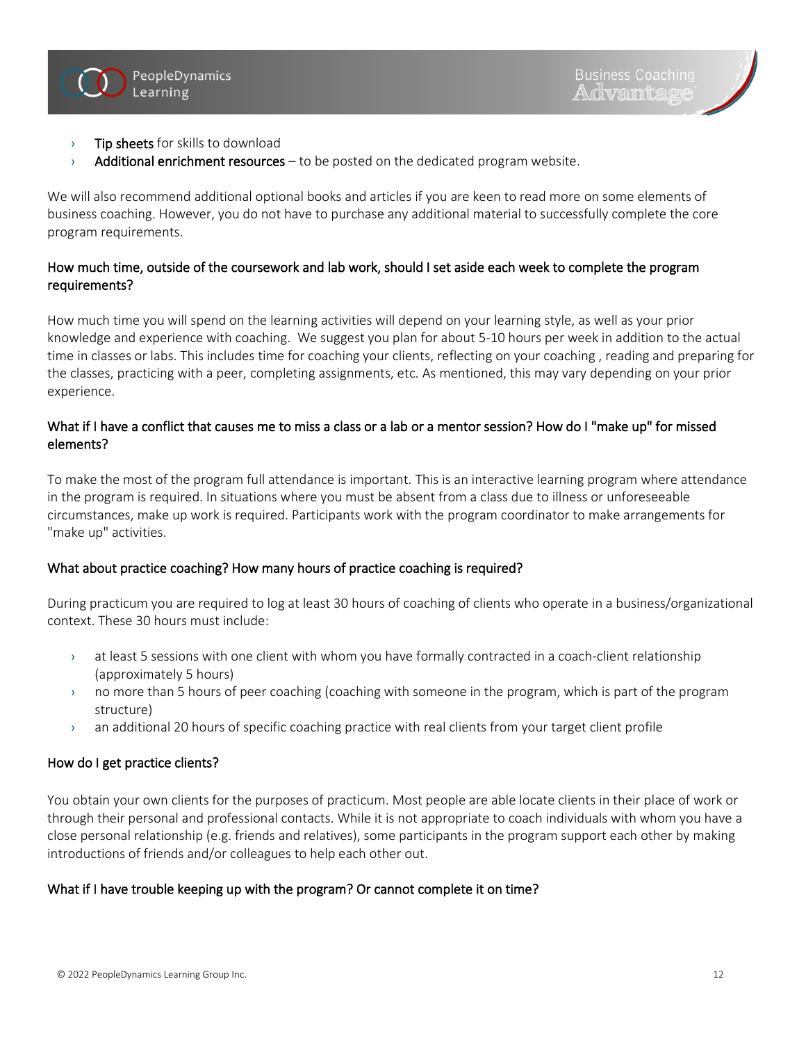- **Tip sheets** for skills to download
- **Additional enrichment resources** – to be posted on the dedicated program website.

We will also recommend additional optional books and articles if you are keen to read more on some elements of business coaching. However, you do not have to purchase any additional material to successfully complete the core program requirements.

### How much time, outside of the coursework and lab work, should I set aside each week to complete the program requirements?

How much time you will spend on the learning activities will depend on your learning style, as well as your prior knowledge and experience with coaching. We suggest you plan for about 5-10 hours per week in addition to the actual time in classes or labs. This includes time for coaching your clients, reflecting on your coaching , reading and preparing for the classes, practicing with a peer, completing assignments, etc. As mentioned, this may vary depending on your prior experience.

### What if I have a conflict that causes me to miss a class or a lab or a mentor session? How do I "make up" for missed elements?

To make the most of the program full attendance is important. This is an interactive learning program where attendance in the program is required. In situations where you must be absent from a class due to illness or unforeseeable circumstances, make up work is required. Participants work with the program coordinator to make arrangements for "make up" activities.

### What about practice coaching? How many hours of practice coaching is required?

During practicum you are required to log at least 30 hours of coaching of clients who operate in a business/organizational context. These 30 hours must include:

- at least 5 sessions with one client with whom you have formally contracted in a coach-client relationship (approximately 5 hours)
- no more than 5 hours of peer coaching (coaching with someone in the program, which is part of the program structure)
- an additional 20 hours of specific coaching practice with real clients from your target client profile

### How do I get practice clients?

You obtain your own clients for the purposes of practicum. Most people are able locate clients in their place of work or through their personal and professional contacts. While it is not appropriate to coach individuals with whom you have a close personal relationship (e.g. friends and relatives), some participants in the program support each other by making introductions of friends and/or colleagues to help each other out.

### What if I have trouble keeping up with the program? Or cannot complete it on time?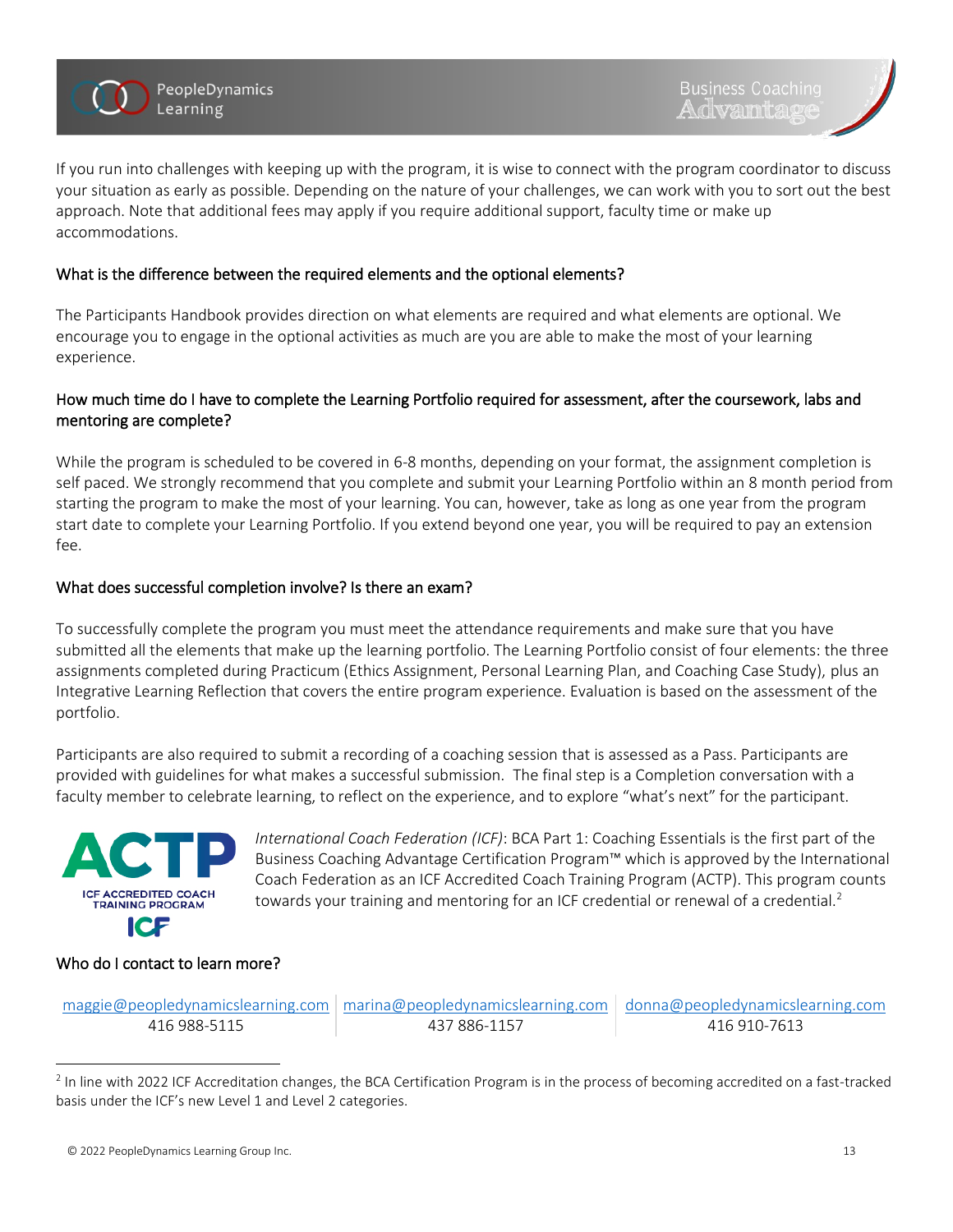If you run into challenges with keeping up with the program, it is wise to connect with the program coordinator to discuss your situation as early as possible. Depending on the nature of your challenges, we can work with you to sort out the best approach. Note that additional fees may apply if you require additional support, faculty time or make up accommodations.

### What is the difference between the required elements and the optional elements?

The Participants Handbook provides direction on what elements are required and what elements are optional. We encourage you to engage in the optional activities as much are you are able to make the most of your learning experience.

### How much time do I have to complete the Learning Portfolio required for assessment, after the coursework, labs and mentoring are complete?

While the program is scheduled to be covered in 6-8 months, depending on your format, the assignment completion is self paced. We strongly recommend that you complete and submit your Learning Portfolio within an 8 month period from starting the program to make the most of your learning. You can, however, take as long as one year from the program start date to complete your Learning Portfolio. If you extend beyond one year, you will be required to pay an extension fee.

### What does successful completion involve? Is there an exam?

To successfully complete the program you must meet the attendance requirements and make sure that you have submitted all the elements that make up the learning portfolio. The Learning Portfolio consist of four elements: the three assignments completed during Practicum (Ethics Assignment, Personal Learning Plan, and Coaching Case Study), plus an Integrative Learning Reflection that covers the entire program experience. Evaluation is based on the assessment of the portfolio.

Participants are also required to submit a recording of a coaching session that is assessed as a Pass. Participants are provided with guidelines for what makes a successful submission. The final step is a Completion conversation with a faculty member to celebrate learning, to reflect on the experience, and to explore "what's next" for the participant.

ACTP
ICF ACCREDITED COACH TRAINING PROGRAM
ICF

*International Coach Federation (ICF)*: BCA Part 1: Coaching Essentials is the first part of the Business Coaching Advantage Certification Program™ which is approved by the International Coach Federation as an ICF Accredited Coach Training Program (ACTP). This program counts towards your training and mentoring for an ICF credential or renewal of a credential.[2]

### Who do I contact to learn more?

| maggie@peopledynamicslearning.com | marina@peopledynamicslearning.com | donna@peopledynamicslearning.com |
|---|---|---|
| 416 988-5115 | 437 886-1157 | 416 910-7613 |

[2] In line with 2022 ICF Accreditation changes, the BCA Certification Program is in the process of becoming accredited on a fast-tracked basis under the ICF's new Level 1 and Level 2 categories.

© 2022 PeopleDynamics Learning Group Inc.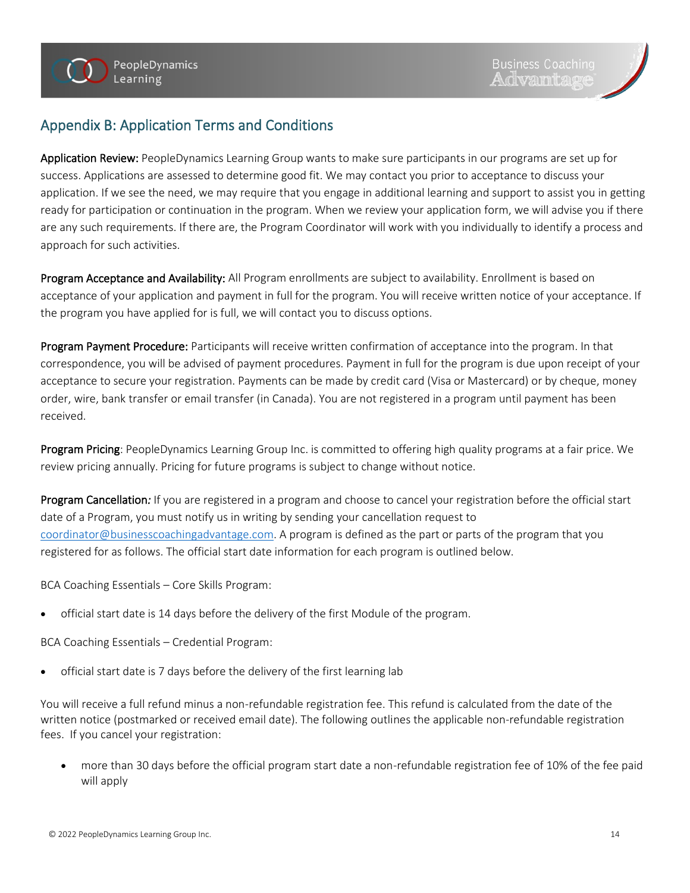## Appendix B: Application Terms and Conditions

**Application Review:** PeopleDynamics Learning Group wants to make sure participants in our programs are set up for success. Applications are assessed to determine good fit. We may contact you prior to acceptance to discuss your application. If we see the need, we may require that you engage in additional learning and support to assist you in getting ready for participation or continuation in the program. When we review your application form, we will advise you if there are any such requirements. If there are, the Program Coordinator will work with you individually to identify a process and approach for such activities.

**Program Acceptance and Availability:** All Program enrollments are subject to availability. Enrollment is based on acceptance of your application and payment in full for the program. You will receive written notice of your acceptance. If the program you have applied for is full, we will contact you to discuss options.

**Program Payment Procedure:** Participants will receive written confirmation of acceptance into the program. In that correspondence, you will be advised of payment procedures. Payment in full for the program is due upon receipt of your acceptance to secure your registration. Payments can be made by credit card (Visa or Mastercard) or by cheque, money order, wire, bank transfer or email transfer (in Canada). You are not registered in a program until payment has been received.

**Program Pricing**: PeopleDynamics Learning Group Inc. is committed to offering high quality programs at a fair price. We review pricing annually. Pricing for future programs is subject to change without notice.

**Program Cancellation***:* If you are registered in a program and choose to cancel your registration before the official start date of a Program, you must notify us in writing by sending your cancellation request to coordinator@businesscoachingadvantage.com. A program is defined as the part or parts of the program that you registered for as follows. The official start date information for each program is outlined below.

BCA Coaching Essentials – Core Skills Program:

- official start date is 14 days before the delivery of the first Module of the program.

BCA Coaching Essentials – Credential Program:

- official start date is 7 days before the delivery of the first learning lab

You will receive a full refund minus a non-refundable registration fee. This refund is calculated from the date of the written notice (postmarked or received email date). The following outlines the applicable non-refundable registration fees. If you cancel your registration:

- more than 30 days before the official program start date a non-refundable registration fee of 10% of the fee paid will apply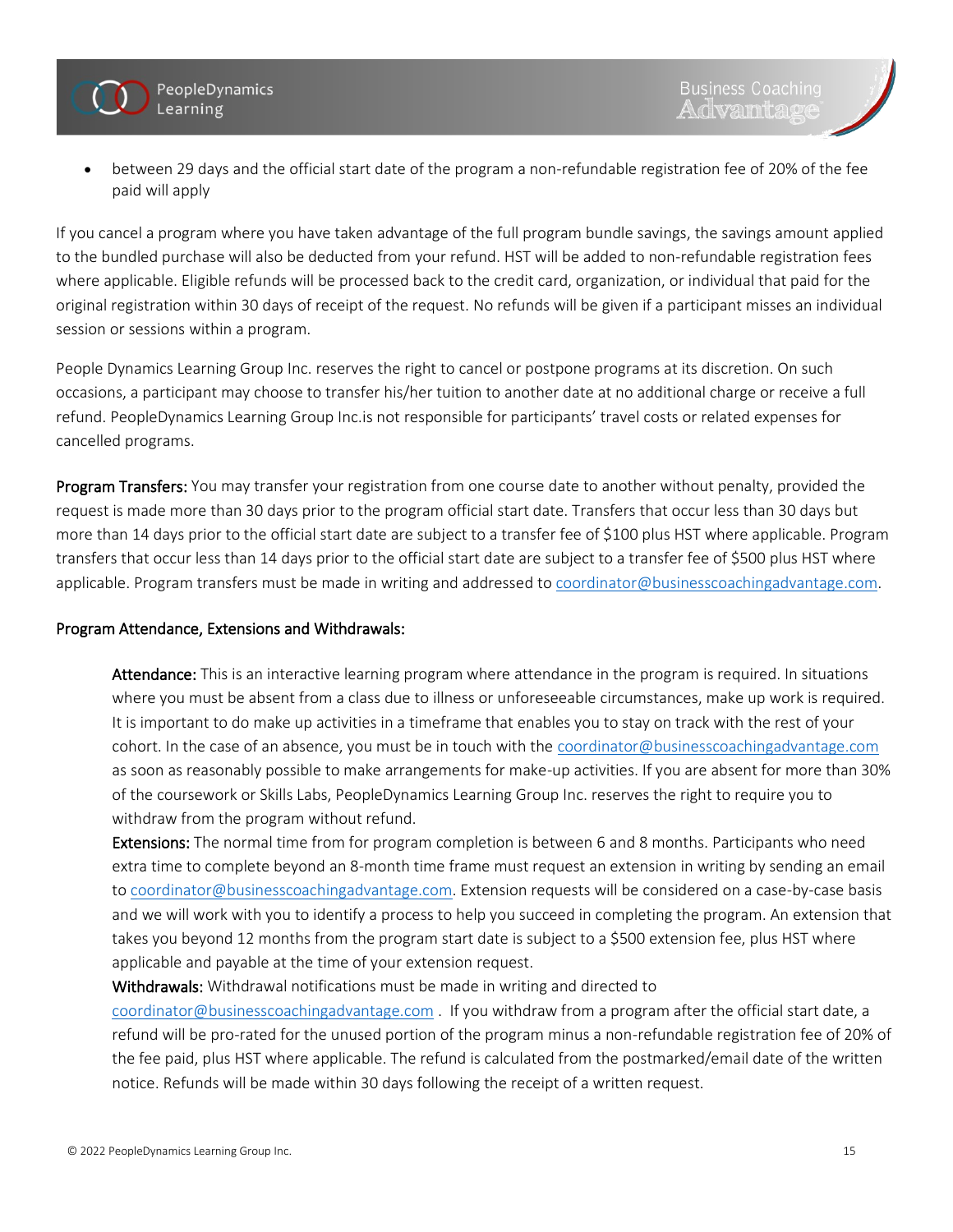- between 29 days and the official start date of the program a non-refundable registration fee of 20% of the fee paid will apply

If you cancel a program where you have taken advantage of the full program bundle savings, the savings amount applied to the bundled purchase will also be deducted from your refund. HST will be added to non-refundable registration fees where applicable. Eligible refunds will be processed back to the credit card, organization, or individual that paid for the original registration within 30 days of receipt of the request. No refunds will be given if a participant misses an individual session or sessions within a program.

People Dynamics Learning Group Inc. reserves the right to cancel or postpone programs at its discretion. On such occasions, a participant may choose to transfer his/her tuition to another date at no additional charge or receive a full refund. PeopleDynamics Learning Group Inc.is not responsible for participants' travel costs or related expenses for cancelled programs.

**Program Transfers:** You may transfer your registration from one course date to another without penalty, provided the request is made more than 30 days prior to the program official start date. Transfers that occur less than 30 days but more than 14 days prior to the official start date are subject to a transfer fee of $100 plus HST where applicable. Program transfers that occur less than 14 days prior to the official start date are subject to a transfer fee of $500 plus HST where applicable. Program transfers must be made in writing and addressed to coordinator@businesscoachingadvantage.com.

**Program Attendance, Extensions and Withdrawals:**

**Attendance:** This is an interactive learning program where attendance in the program is required. In situations where you must be absent from a class due to illness or unforeseeable circumstances, make up work is required. It is important to do make up activities in a timeframe that enables you to stay on track with the rest of your cohort. In the case of an absence, you must be in touch with the coordinator@businesscoachingadvantage.com as soon as reasonably possible to make arrangements for make-up activities. If you are absent for more than 30% of the coursework or Skills Labs, PeopleDynamics Learning Group Inc. reserves the right to require you to withdraw from the program without refund.

**Extensions:** The normal time from for program completion is between 6 and 8 months. Participants who need extra time to complete beyond an 8-month time frame must request an extension in writing by sending an email to coordinator@businesscoachingadvantage.com. Extension requests will be considered on a case-by-case basis and we will work with you to identify a process to help you succeed in completing the program. An extension that takes you beyond 12 months from the program start date is subject to a $500 extension fee, plus HST where applicable and payable at the time of your extension request.

**Withdrawals:** Withdrawal notifications must be made in writing and directed to coordinator@businesscoachingadvantage.com . If you withdraw from a program after the official start date, a refund will be pro-rated for the unused portion of the program minus a non-refundable registration fee of 20% of the fee paid, plus HST where applicable. The refund is calculated from the postmarked/email date of the written notice. Refunds will be made within 30 days following the receipt of a written request.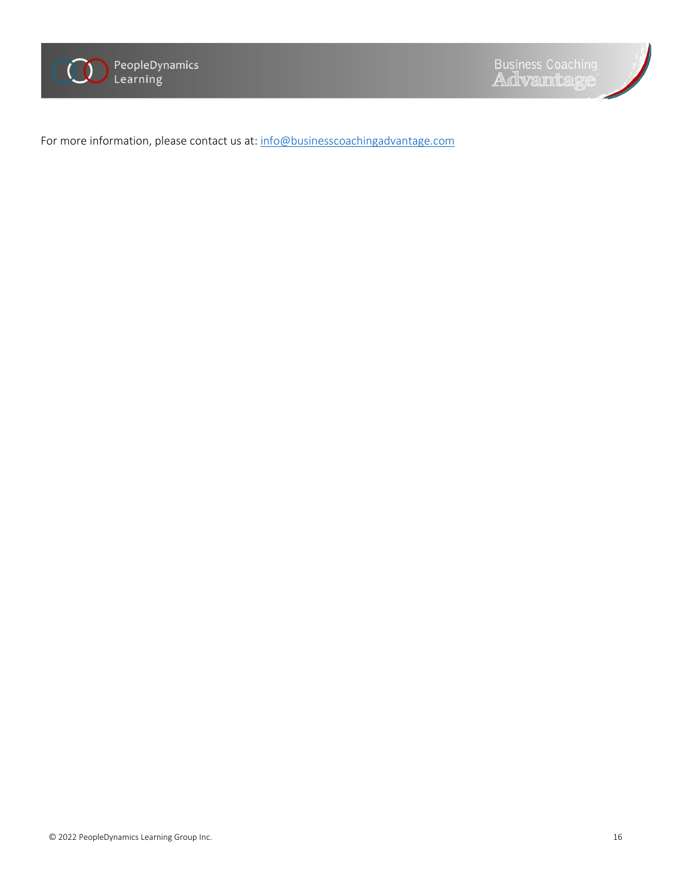For more information, please contact us at: info@businesscoachingadvantage.com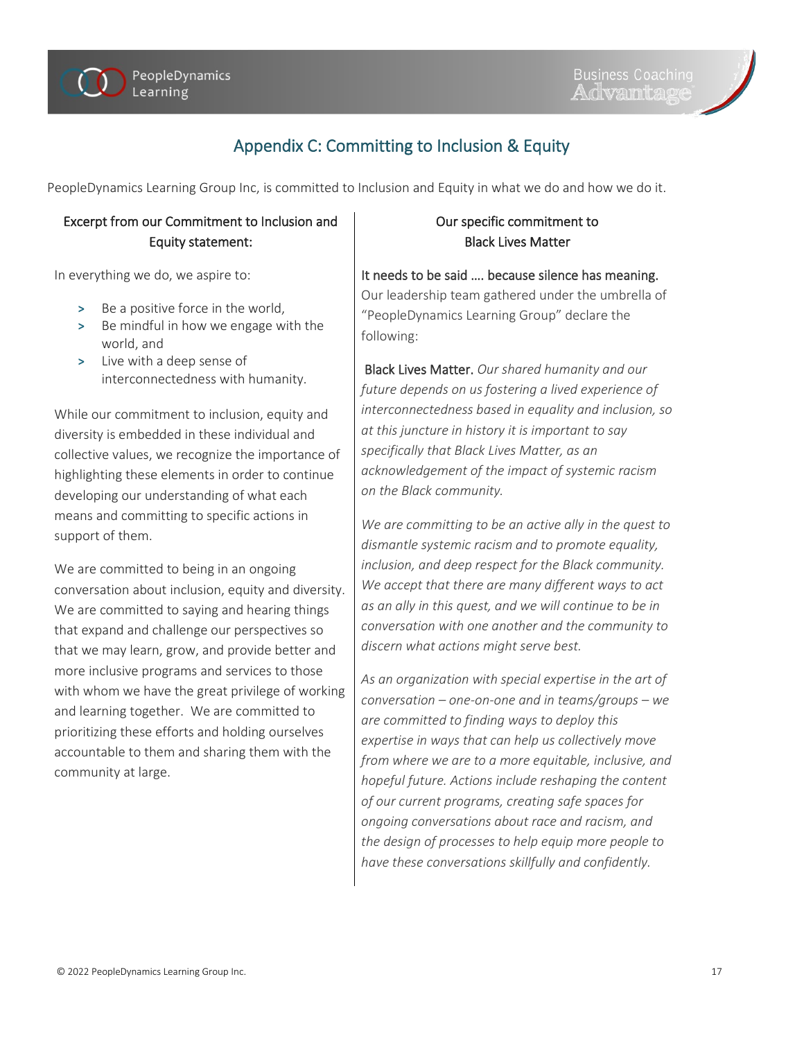## Appendix C: Committing to Inclusion & Equity

PeopleDynamics Learning Group Inc, is committed to Inclusion and Equity in what we do and how we do it.

### Excerpt from our Commitment to Inclusion and Equity statement:

In everything we do, we aspire to:

- Be a positive force in the world,
- Be mindful in how we engage with the world, and
- Live with a deep sense of interconnectedness with humanity.

While our commitment to inclusion, equity and diversity is embedded in these individual and collective values, we recognize the importance of highlighting these elements in order to continue developing our understanding of what each means and committing to specific actions in support of them.

We are committed to being in an ongoing conversation about inclusion, equity and diversity. We are committed to saying and hearing things that expand and challenge our perspectives so that we may learn, grow, and provide better and more inclusive programs and services to those with whom we have the great privilege of working and learning together. We are committed to prioritizing these efforts and holding ourselves accountable to them and sharing them with the community at large.

### Our specific commitment to Black Lives Matter

It needs to be said …. because silence has meaning. Our leadership team gathered under the umbrella of "PeopleDynamics Learning Group" declare the following:

Black Lives Matter. *Our shared humanity and our future depends on us fostering a lived experience of interconnectedness based in equality and inclusion, so at this juncture in history it is important to say specifically that Black Lives Matter, as an acknowledgement of the impact of systemic racism on the Black community.*

*We are committing to be an active ally in the quest to dismantle systemic racism and to promote equality, inclusion, and deep respect for the Black community. We accept that there are many different ways to act as an ally in this quest, and we will continue to be in conversation with one another and the community to discern what actions might serve best.*

*As an organization with special expertise in the art of conversation – one-on-one and in teams/groups – we are committed to finding ways to deploy this expertise in ways that can help us collectively move from where we are to a more equitable, inclusive, and hopeful future. Actions include reshaping the content of our current programs, creating safe spaces for ongoing conversations about race and racism, and the design of processes to help equip more people to have these conversations skillfully and confidently.*